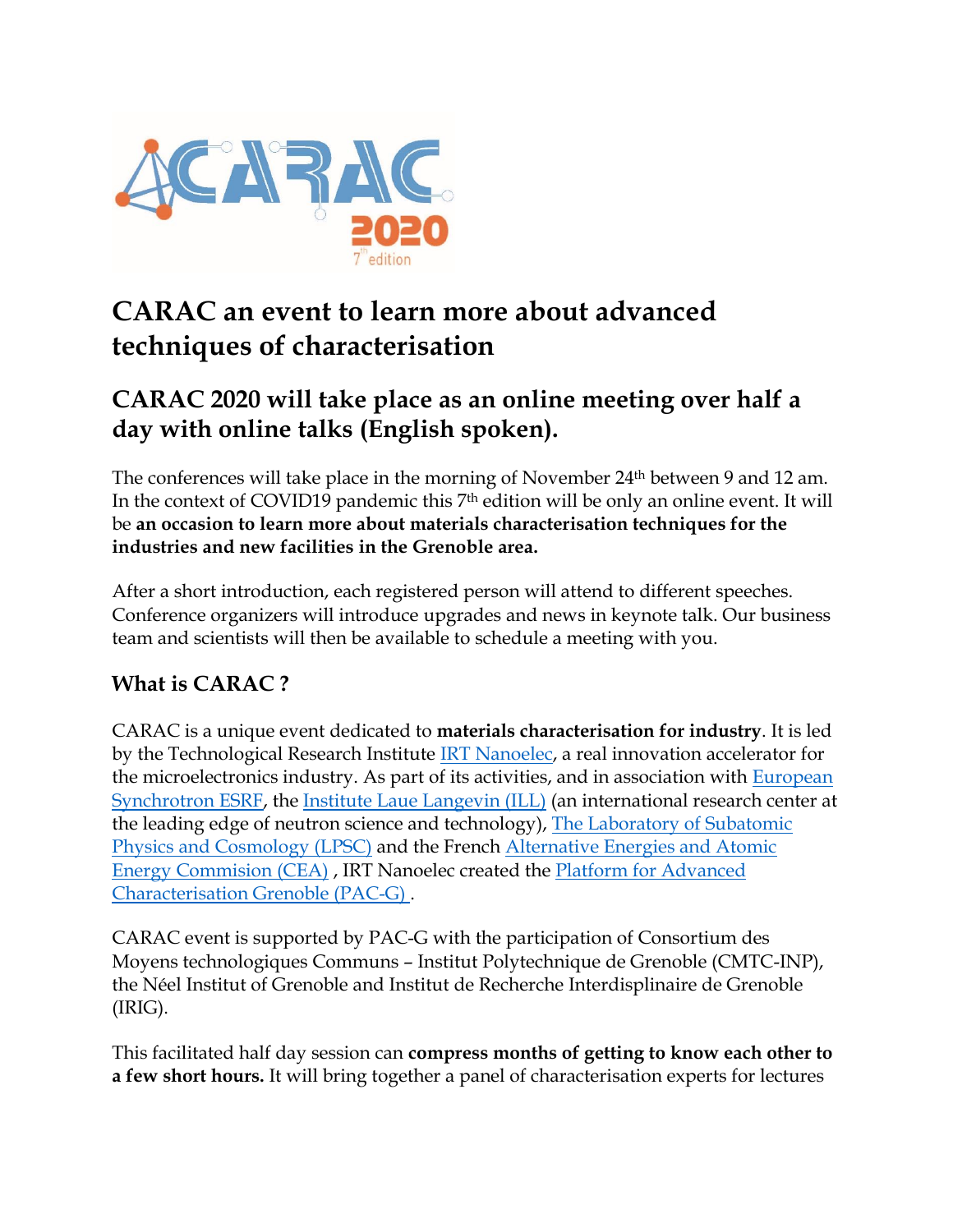# CARAC an event to learn more about advanced techniques of characterisation

## CARAC 2020 will take place as an online meeting over half a day with online talks (English spoken).

The conferences will take place in the morning of November 24th between 9 and 12 am. In the context of COVID19 pandemic this 7th edition will be only an online event. It will be **an occasion to learn more about materials characterisation techniques for the industries and new facilities in the Grenoble area.**

After a short introduction, each registered person will attend to different speeches. Conference organizers will introduce upgrades and news in keynote talk. Our business team and scientists will then be available to schedule a meeting with you.

### What is CARAC ?

CARAC is a unique event dedicated to **materials characterisation for industry**. It is led by the Technological Research Institute IRT Nanoelec, a real innovation accelerator for the microelectronics industry. As part of its activities, and in association with European Synchrotron ESRF, the Institute Laue Langevin (ILL) (an international research center at the leading edge of neutron science and technology), The Laboratory of Subatomic Physics and Cosmology (LPSC) and the French Alternative Energies and Atomic Energy Commision (CEA) , IRT Nanoelec created the Platform for Advanced Characterisation Grenoble (PAC-G) .

CARAC event is supported by PAC-G with the participation of Consortium des Moyens technologiques Communs – Institut Polytechnique de Grenoble (CMTC-INP), the Néel Institut of Grenoble and Institut de Recherche Interdisplinaire de Grenoble (IRIG).

This facilitated half day session can **compress months of getting to know each other to a few short hours.** It will bring together a panel of characterisation experts for lectures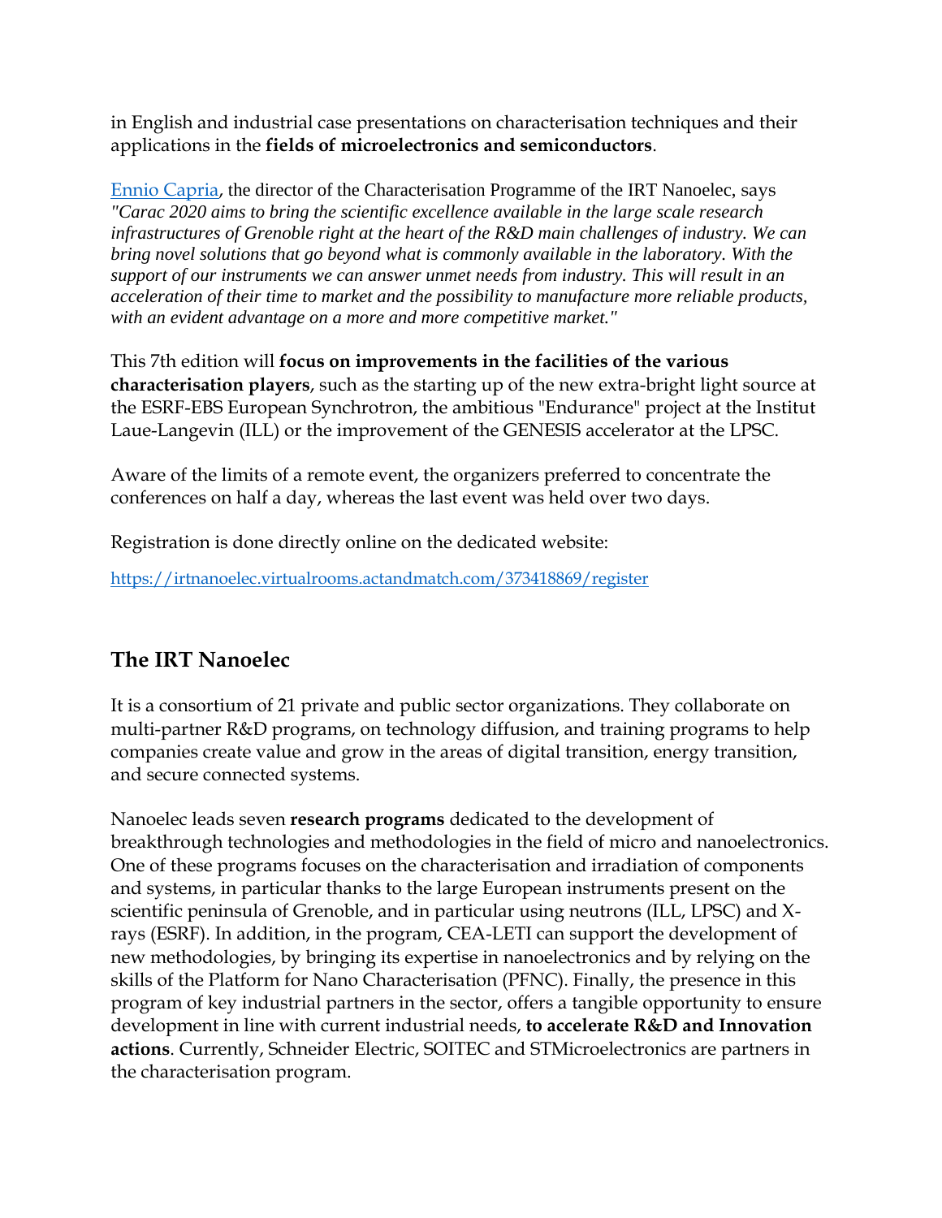in English and industrial case presentations on characterisation techniques and their applications in the **fields of microelectronics and semiconductors**.

[Ennio Capria](), the director of the Characterisation Programme of the IRT Nanoelec, says *"Carac 2020 aims to bring the scientific excellence available in the large scale research infrastructures of Grenoble right at the heart of the R&D main challenges of industry. We can bring novel solutions that go beyond what is commonly available in the laboratory. With the support of our instruments we can answer unmet needs from industry. This will result in an acceleration of their time to market and the possibility to manufacture more reliable products, with an evident advantage on a more and more competitive market."*

This 7th edition will **focus on improvements in the facilities of the various characterisation players**, such as the starting up of the new extra-bright light source at the ESRF-EBS European Synchrotron, the ambitious "Endurance" project at the Institut Laue-Langevin (ILL) or the improvement of the GENESIS accelerator at the LPSC.

Aware of the limits of a remote event, the organizers preferred to concentrate the conferences on half a day, whereas the last event was held over two days.

Registration is done directly online on the dedicated website:

https://irtnanoelec.virtualrooms.actandmatch.com/373418869/register

## The IRT Nanoelec

It is a consortium of 21 private and public sector organizations. They collaborate on multi-partner R&D programs, on technology diffusion, and training programs to help companies create value and grow in the areas of digital transition, energy transition, and secure connected systems.

Nanoelec leads seven **research programs** dedicated to the development of breakthrough technologies and methodologies in the field of micro and nanoelectronics. One of these programs focuses on the characterisation and irradiation of components and systems, in particular thanks to the large European instruments present on the scientific peninsula of Grenoble, and in particular using neutrons (ILL, LPSC) and X-rays (ESRF). In addition, in the program, CEA-LETI can support the development of new methodologies, by bringing its expertise in nanoelectronics and by relying on the skills of the Platform for Nano Characterisation (PFNC). Finally, the presence in this program of key industrial partners in the sector, offers a tangible opportunity to ensure development in line with current industrial needs, **to accelerate R&D and Innovation actions**. Currently, Schneider Electric, SOITEC and STMicroelectronics are partners in the characterisation program.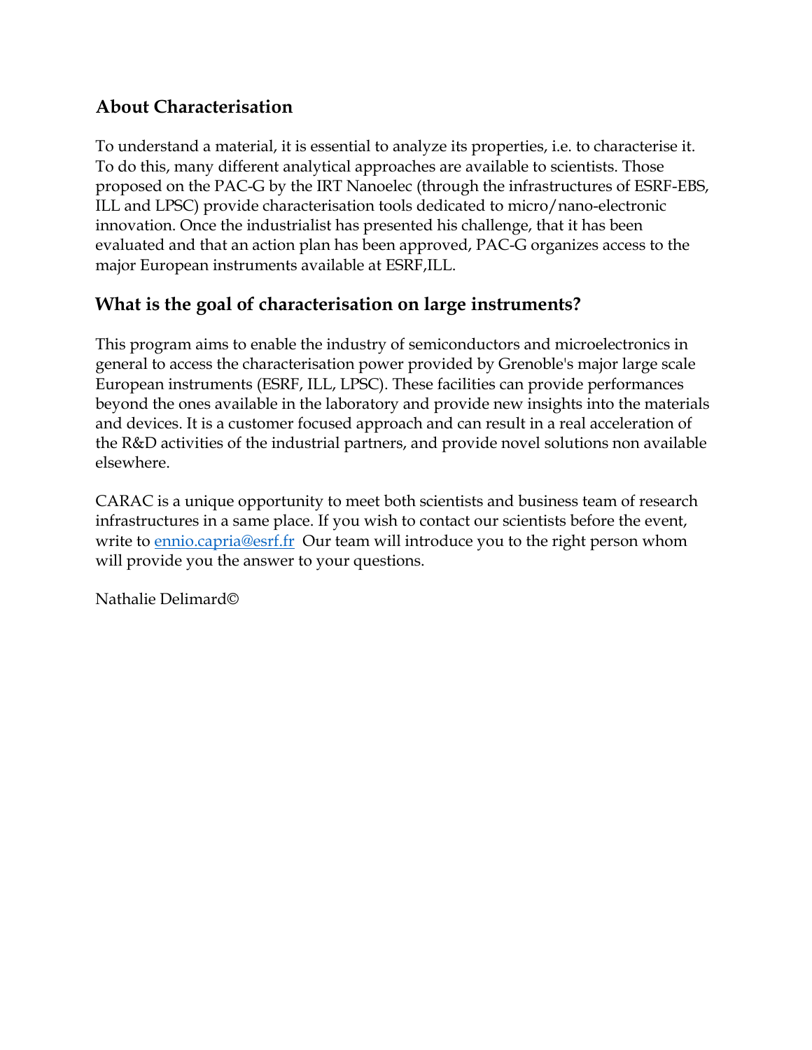## About Characterisation

To understand a material, it is essential to analyze its properties, i.e. to characterise it. To do this, many different analytical approaches are available to scientists. Those proposed on the PAC-G by the IRT Nanoelec (through the infrastructures of ESRF-EBS, ILL and LPSC) provide characterisation tools dedicated to micro/nano-electronic innovation. Once the industrialist has presented his challenge, that it has been evaluated and that an action plan has been approved, PAC-G organizes access to the major European instruments available at ESRF,ILL.

## What is the goal of characterisation on large instruments?

This program aims to enable the industry of semiconductors and microelectronics in general to access the characterisation power provided by Grenoble's major large scale European instruments (ESRF, ILL, LPSC). These facilities can provide performances beyond the ones available in the laboratory and provide new insights into the materials and devices. It is a customer focused approach and can result in a real acceleration of the R&D activities of the industrial partners, and provide novel solutions non available elsewhere.

CARAC is a unique opportunity to meet both scientists and business team of research infrastructures in a same place. If you wish to contact our scientists before the event, write to [ennio.capria@esrf.fr](mailto:ennio.capria@esrf.fr) Our team will introduce you to the right person whom will provide you the answer to your questions.

Nathalie Delimard©